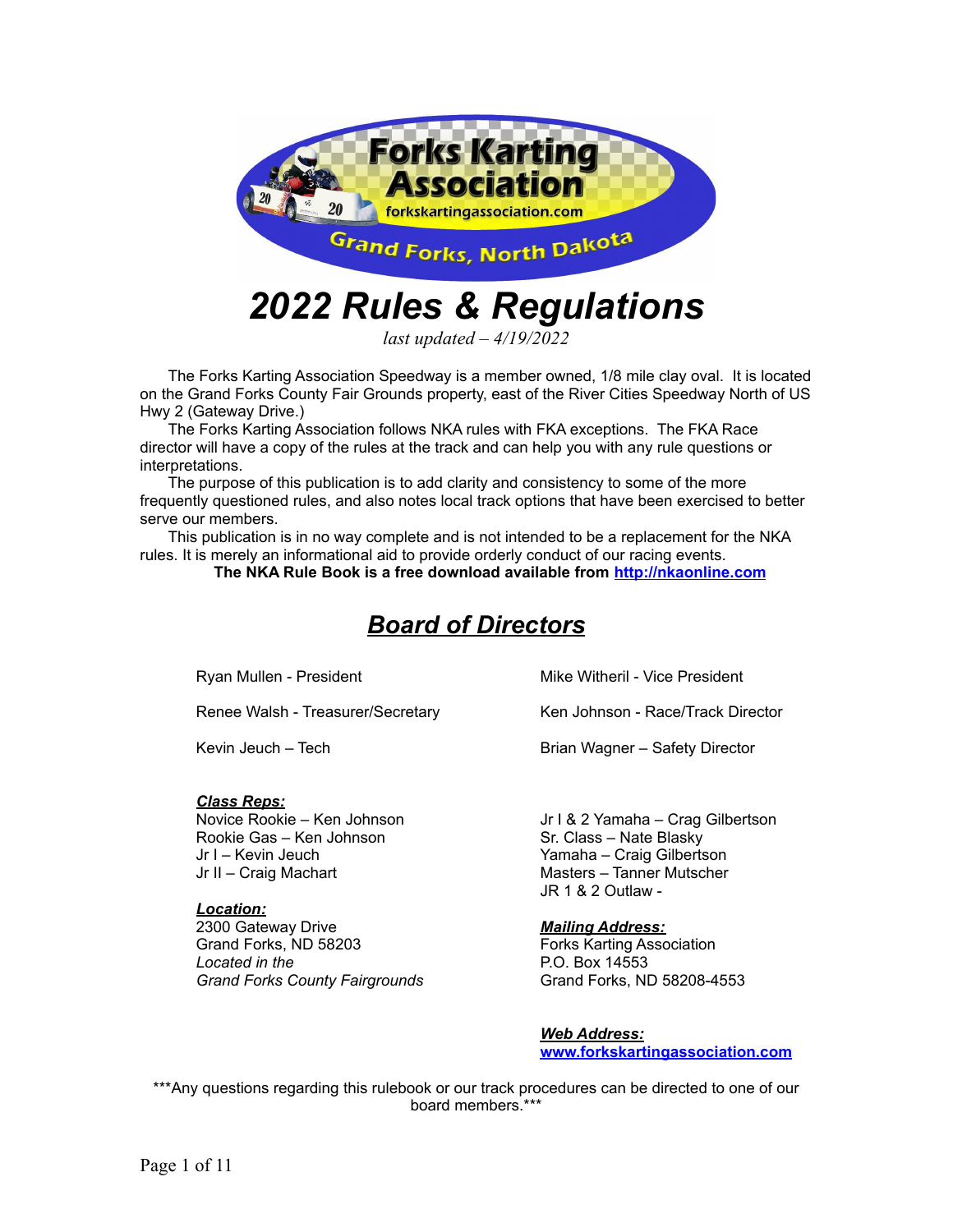# 2022 Rules & Regulations

*last updated – 4/19/2022*

The Forks Karting Association Speedway is a member owned, 1/8 mile clay oval. It is located on the Grand Forks County Fair Grounds property, east of the River Cities Speedway North of US Hwy 2 (Gateway Drive.)

The Forks Karting Association follows NKA rules with FKA exceptions. The FKA Race director will have a copy of the rules at the track and can help you with any rule questions or interpretations.

The purpose of this publication is to add clarity and consistency to some of the more frequently questioned rules, and also notes local track options that have been exercised to better serve our members.

This publication is in no way complete and is not intended to be a replacement for the NKA rules. It is merely an informational aid to provide orderly conduct of our racing events.

**The NKA Rule Book is a free download available from [http://nkaonline.com](http://nkaonline.com)**

## Board of Directors

Ryan Mullen - President

Mike Witheril - Vice President

Renee Walsh - Treasurer/Secretary

Ken Johnson - Race/Track Director

Kevin Jeuch – Tech

Brian Wagner – Safety Director

***Class Reps:***

Novice Rookie – Ken Johnson
Rookie Gas – Ken Johnson
Jr I – Kevin Jeuch
Jr II – Craig Machart
Jr I & 2 Yamaha – Crag Gilbertson
Sr. Class – Nate Blasky
Yamaha – Craig Gilbertson
Masters – Tanner Mutscher
JR 1 & 2 Outlaw -

***Location:***

2300 Gateway Drive
Grand Forks, ND 58203
*Located in the*
*Grand Forks County Fairgrounds*

***Mailing Address:***

Forks Karting Association
P.O. Box 14553
Grand Forks, ND 58208-4553

***Web Address:***

**[www.forkskartingassociation.com](http://www.forkskartingassociation.com)**

***Any questions regarding this rulebook or our track procedures can be directed to one of our board members.***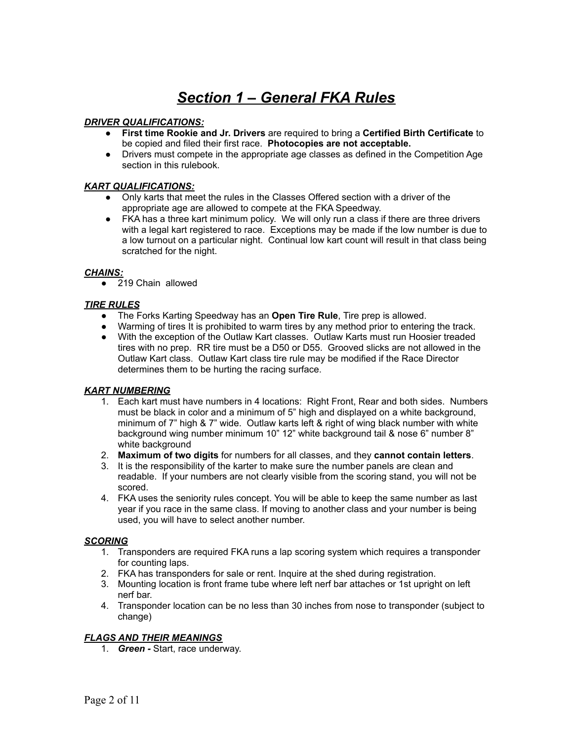# ***Section 1 – General FKA Rules***

***DRIVER QUALIFICATIONS:***

- **First time Rookie and Jr. Drivers** are required to bring a **Certified Birth Certificate** to be copied and filed their first race. **Photocopies are not acceptable.**
- Drivers must compete in the appropriate age classes as defined in the Competition Age section in this rulebook.

***KART QUALIFICATIONS:***

- Only karts that meet the rules in the Classes Offered section with a driver of the appropriate age are allowed to compete at the FKA Speedway.
- FKA has a three kart minimum policy. We will only run a class if there are three drivers with a legal kart registered to race. Exceptions may be made if the low number is due to a low turnout on a particular night. Continual low kart count will result in that class being scratched for the night.

***CHAINS:***

- 219 Chain allowed

***TIRE RULES***

- The Forks Karting Speedway has an **Open Tire Rule**, Tire prep is allowed.
- Warming of tires It is prohibited to warm tires by any method prior to entering the track.
- With the exception of the Outlaw Kart classes. Outlaw Karts must run Hoosier treaded tires with no prep. RR tire must be a D50 or D55. Grooved slicks are not allowed in the Outlaw Kart class. Outlaw Kart class tire rule may be modified if the Race Director determines them to be hurting the racing surface.

***KART NUMBERING***

1. Each kart must have numbers in 4 locations: Right Front, Rear and both sides. Numbers must be black in color and a minimum of 5" high and displayed on a white background, minimum of 7" high & 7" wide. Outlaw karts left & right of wing black number with white background wing number minimum 10" 12" white background tail & nose 6" number 8" white background
2. **Maximum of two digits** for numbers for all classes, and they **cannot contain letters**.
3. It is the responsibility of the karter to make sure the number panels are clean and readable. If your numbers are not clearly visible from the scoring stand, you will not be scored.
4. FKA uses the seniority rules concept. You will be able to keep the same number as last year if you race in the same class. If moving to another class and your number is being used, you will have to select another number.

***SCORING***

1. Transponders are required FKA runs a lap scoring system which requires a transponder for counting laps.
2. FKA has transponders for sale or rent. Inquire at the shed during registration.
3. Mounting location is front frame tube where left nerf bar attaches or 1st upright on left nerf bar.
4. Transponder location can be no less than 30 inches from nose to transponder (subject to change)

***FLAGS AND THEIR MEANINGS***

1. ***Green -*** Start, race underway.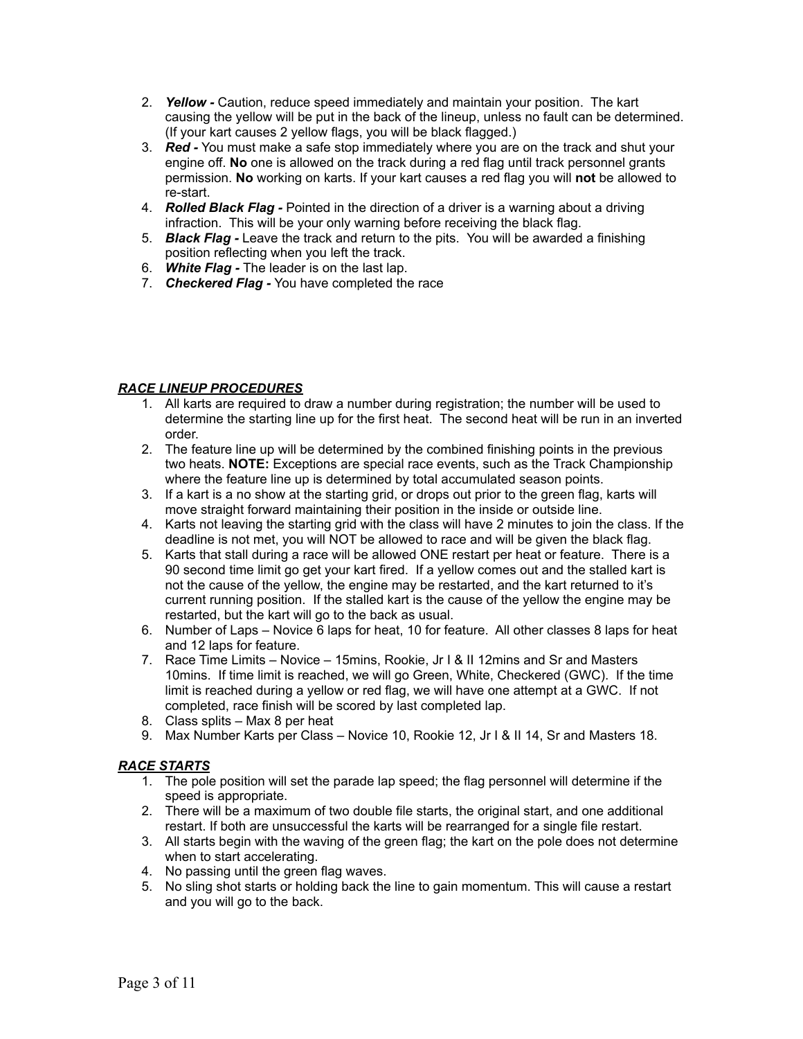2. ***Yellow -*** Caution, reduce speed immediately and maintain your position. The kart causing the yellow will be put in the back of the lineup, unless no fault can be determined. (If your kart causes 2 yellow flags, you will be black flagged.)
3. ***Red -*** You must make a safe stop immediately where you are on the track and shut your engine off. **No** one is allowed on the track during a red flag until track personnel grants permission. **No** working on karts. If your kart causes a red flag you will **not** be allowed to re-start.
4. ***Rolled Black Flag -*** Pointed in the direction of a driver is a warning about a driving infraction. This will be your only warning before receiving the black flag.
5. ***Black Flag -*** Leave the track and return to the pits. You will be awarded a finishing position reflecting when you left the track.
6. ***White Flag -*** The leader is on the last lap.
7. ***Checkered Flag -*** You have completed the race

## ***RACE LINEUP PROCEDURES***

1. All karts are required to draw a number during registration; the number will be used to determine the starting line up for the first heat. The second heat will be run in an inverted order.
2. The feature line up will be determined by the combined finishing points in the previous two heats. **NOTE:** Exceptions are special race events, such as the Track Championship where the feature line up is determined by total accumulated season points.
3. If a kart is a no show at the starting grid, or drops out prior to the green flag, karts will move straight forward maintaining their position in the inside or outside line.
4. Karts not leaving the starting grid with the class will have 2 minutes to join the class. If the deadline is not met, you will NOT be allowed to race and will be given the black flag.
5. Karts that stall during a race will be allowed ONE restart per heat or feature. There is a 90 second time limit go get your kart fired. If a yellow comes out and the stalled kart is not the cause of the yellow, the engine may be restarted, and the kart returned to it's current running position. If the stalled kart is the cause of the yellow the engine may be restarted, but the kart will go to the back as usual.
6. Number of Laps – Novice 6 laps for heat, 10 for feature. All other classes 8 laps for heat and 12 laps for feature.
7. Race Time Limits – Novice – 15mins, Rookie, Jr I & II 12mins and Sr and Masters 10mins. If time limit is reached, we will go Green, White, Checkered (GWC). If the time limit is reached during a yellow or red flag, we will have one attempt at a GWC. If not completed, race finish will be scored by last completed lap.
8. Class splits – Max 8 per heat
9. Max Number Karts per Class – Novice 10, Rookie 12, Jr I & II 14, Sr and Masters 18.

## ***RACE STARTS***

1. The pole position will set the parade lap speed; the flag personnel will determine if the speed is appropriate.
2. There will be a maximum of two double file starts, the original start, and one additional restart. If both are unsuccessful the karts will be rearranged for a single file restart.
3. All starts begin with the waving of the green flag; the kart on the pole does not determine when to start accelerating.
4. No passing until the green flag waves.
5. No sling shot starts or holding back the line to gain momentum. This will cause a restart and you will go to the back.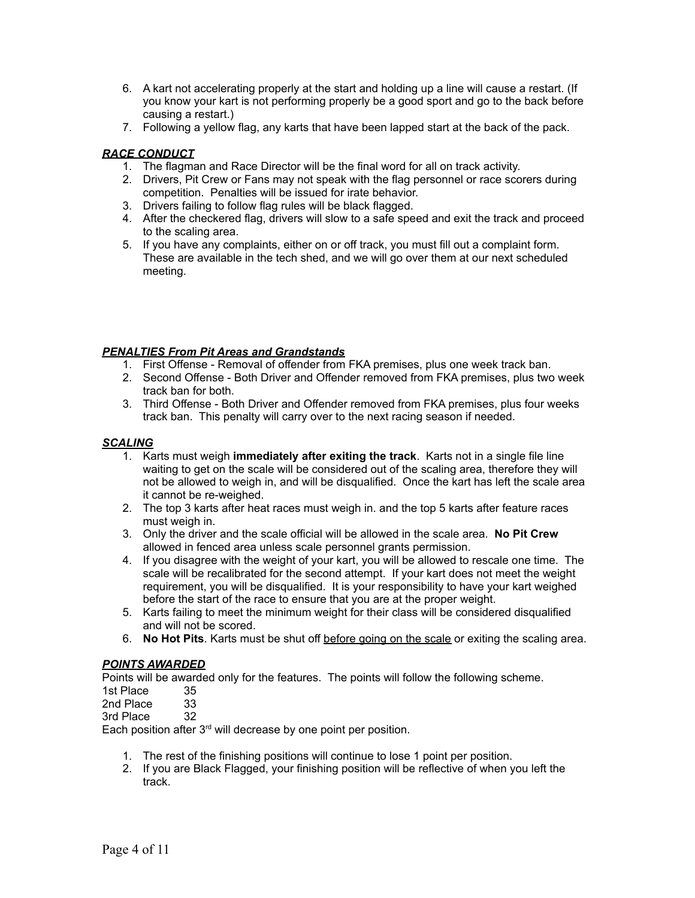6. A kart not accelerating properly at the start and holding up a line will cause a restart. (If you know your kart is not performing properly be a good sport and go to the back before causing a restart.)
7. Following a yellow flag, any karts that have been lapped start at the back of the pack.

***RACE CONDUCT***

1. The flagman and Race Director will be the final word for all on track activity.
2. Drivers, Pit Crew or Fans may not speak with the flag personnel or race scorers during competition. Penalties will be issued for irate behavior.
3. Drivers failing to follow flag rules will be black flagged.
4. After the checkered flag, drivers will slow to a safe speed and exit the track and proceed to the scaling area.
5. If you have any complaints, either on or off track, you must fill out a complaint form. These are available in the tech shed, and we will go over them at our next scheduled meeting.

***PENALTIES From Pit Areas and Grandstands***

1. First Offense - Removal of offender from FKA premises, plus one week track ban.
2. Second Offense - Both Driver and Offender removed from FKA premises, plus two week track ban for both.
3. Third Offense - Both Driver and Offender removed from FKA premises, plus four weeks track ban. This penalty will carry over to the next racing season if needed.

***SCALING***

1. Karts must weigh **immediately after exiting the track**. Karts not in a single file line waiting to get on the scale will be considered out of the scaling area, therefore they will not be allowed to weigh in, and will be disqualified. Once the kart has left the scale area it cannot be re-weighed.
2. The top 3 karts after heat races must weigh in. and the top 5 karts after feature races must weigh in.
3. Only the driver and the scale official will be allowed in the scale area. **No Pit Crew** allowed in fenced area unless scale personnel grants permission.
4. If you disagree with the weight of your kart, you will be allowed to rescale one time. The scale will be recalibrated for the second attempt. If your kart does not meet the weight requirement, you will be disqualified. It is your responsibility to have your kart weighed before the start of the race to ensure that you are at the proper weight.
5. Karts failing to meet the minimum weight for their class will be considered disqualified and will not be scored.
6. **No Hot Pits**. Karts must be shut off <u>before going on the scale</u> or exiting the scaling area.

***POINTS AWARDED***

Points will be awarded only for the features. The points will follow the following scheme.

1st Place 35
2nd Place 33
3rd Place 32

Each position after 3rd will decrease by one point per position.

1. The rest of the finishing positions will continue to lose 1 point per position.
2. If you are Black Flagged, your finishing position will be reflective of when you left the track.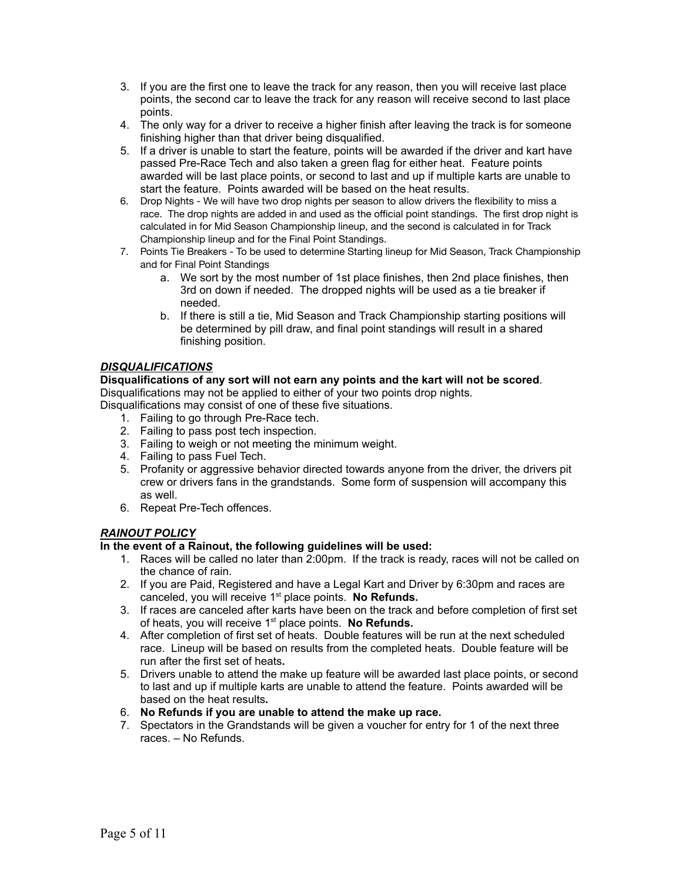3. If you are the first one to leave the track for any reason, then you will receive last place points, the second car to leave the track for any reason will receive second to last place points.
4. The only way for a driver to receive a higher finish after leaving the track is for someone finishing higher than that driver being disqualified.
5. If a driver is unable to start the feature, points will be awarded if the driver and kart have passed Pre-Race Tech and also taken a green flag for either heat. Feature points awarded will be last place points, or second to last and up if multiple karts are unable to start the feature. Points awarded will be based on the heat results.
6. Drop Nights - We will have two drop nights per season to allow drivers the flexibility to miss a race. The drop nights are added in and used as the official point standings. The first drop night is calculated in for Mid Season Championship lineup, and the second is calculated in for Track Championship lineup and for the Final Point Standings.
7. Points Tie Breakers - To be used to determine Starting lineup for Mid Season, Track Championship and for Final Point Standings
    a. We sort by the most number of 1st place finishes, then 2nd place finishes, then 3rd on down if needed. The dropped nights will be used as a tie breaker if needed.
    b. If there is still a tie, Mid Season and Track Championship starting positions will be determined by pill draw, and final point standings will result in a shared finishing position.

***DISQUALIFICATIONS***

**Disqualifications of any sort will not earn any points and the kart will not be scored**.
Disqualifications may not be applied to either of your two points drop nights.
Disqualifications may consist of one of these five situations.

1. Failing to go through Pre-Race tech.
2. Failing to pass post tech inspection.
3. Failing to weigh or not meeting the minimum weight.
4. Failing to pass Fuel Tech.
5. Profanity or aggressive behavior directed towards anyone from the driver, the drivers pit crew or drivers fans in the grandstands. Some form of suspension will accompany this as well.
6. Repeat Pre-Tech offences.

***RAINOUT POLICY***

**In the event of a Rainout, the following guidelines will be used:**

1. Races will be called no later than 2:00pm. If the track is ready, races will not be called on the chance of rain.
2. If you are Paid, Registered and have a Legal Kart and Driver by 6:30pm and races are canceled, you will receive 1st place points. **No Refunds.**
3. If races are canceled after karts have been on the track and before completion of first set of heats, you will receive 1st place points. **No Refunds.**
4. After completion of first set of heats. Double features will be run at the next scheduled race. Lineup will be based on results from the completed heats. Double feature will be run after the first set of heats**.**
5. Drivers unable to attend the make up feature will be awarded last place points, or second to last and up if multiple karts are unable to attend the feature. Points awarded will be based on the heat results**.**
6. **No Refunds if you are unable to attend the make up race.**
7. Spectators in the Grandstands will be given a voucher for entry for 1 of the next three races. – No Refunds.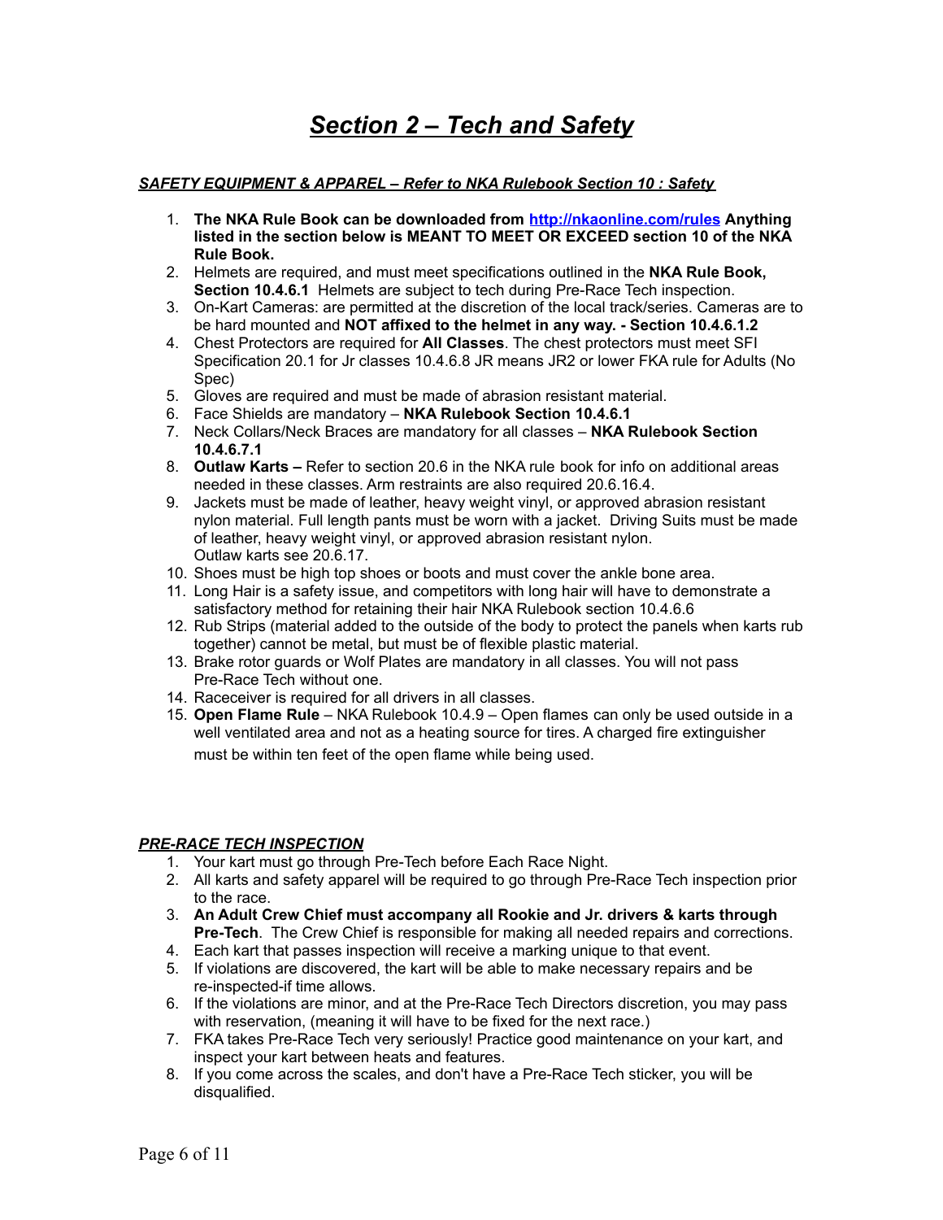# ***Section 2 – Tech and Safety***

***SAFETY EQUIPMENT & APPAREL – Refer to NKA Rulebook Section 10 : Safety***

1. **The NKA Rule Book can be downloaded from [http://nkaonline.com/rules](http://nkaonline.com/rules) Anything listed in the section below is MEANT TO MEET OR EXCEED section 10 of the NKA Rule Book.**
2. Helmets are required, and must meet specifications outlined in the **NKA Rule Book, Section 10.4.6.1** Helmets are subject to tech during Pre-Race Tech inspection.
3. On-Kart Cameras: are permitted at the discretion of the local track/series. Cameras are to be hard mounted and **NOT affixed to the helmet in any way. - Section 10.4.6.1.2**
4. Chest Protectors are required for **All Classes**. The chest protectors must meet SFI Specification 20.1 for Jr classes 10.4.6.8 JR means JR2 or lower FKA rule for Adults (No Spec)
5. Gloves are required and must be made of abrasion resistant material.
6. Face Shields are mandatory – **NKA Rulebook Section 10.4.6.1**
7. Neck Collars/Neck Braces are mandatory for all classes – **NKA Rulebook Section 10.4.6.7.1**
8. **Outlaw Karts –** Refer to section 20.6 in the NKA rule book for info on additional areas needed in these classes. Arm restraints are also required 20.6.16.4.
9. Jackets must be made of leather, heavy weight vinyl, or approved abrasion resistant nylon material. Full length pants must be worn with a jacket. Driving Suits must be made of leather, heavy weight vinyl, or approved abrasion resistant nylon.
   Outlaw karts see 20.6.17.
10. Shoes must be high top shoes or boots and must cover the ankle bone area.
11. Long Hair is a safety issue, and competitors with long hair will have to demonstrate a satisfactory method for retaining their hair NKA Rulebook section 10.4.6.6
12. Rub Strips (material added to the outside of the body to protect the panels when karts rub together) cannot be metal, but must be of flexible plastic material.
13. Brake rotor guards or Wolf Plates are mandatory in all classes. You will not pass Pre-Race Tech without one.
14. Raceceiver is required for all drivers in all classes.
15. **Open Flame Rule** – NKA Rulebook 10.4.9 – Open flames can only be used outside in a well ventilated area and not as a heating source for tires. A charged fire extinguisher must be within ten feet of the open flame while being used.

***PRE-RACE TECH INSPECTION***

1. Your kart must go through Pre-Tech before Each Race Night.
2. All karts and safety apparel will be required to go through Pre-Race Tech inspection prior to the race.
3. **An Adult Crew Chief must accompany all Rookie and Jr. drivers & karts through Pre-Tech**. The Crew Chief is responsible for making all needed repairs and corrections.
4. Each kart that passes inspection will receive a marking unique to that event.
5. If violations are discovered, the kart will be able to make necessary repairs and be re-inspected-if time allows.
6. If the violations are minor, and at the Pre-Race Tech Directors discretion, you may pass with reservation, (meaning it will have to be fixed for the next race.)
7. FKA takes Pre-Race Tech very seriously! Practice good maintenance on your kart, and inspect your kart between heats and features.
8. If you come across the scales, and don't have a Pre-Race Tech sticker, you will be disqualified.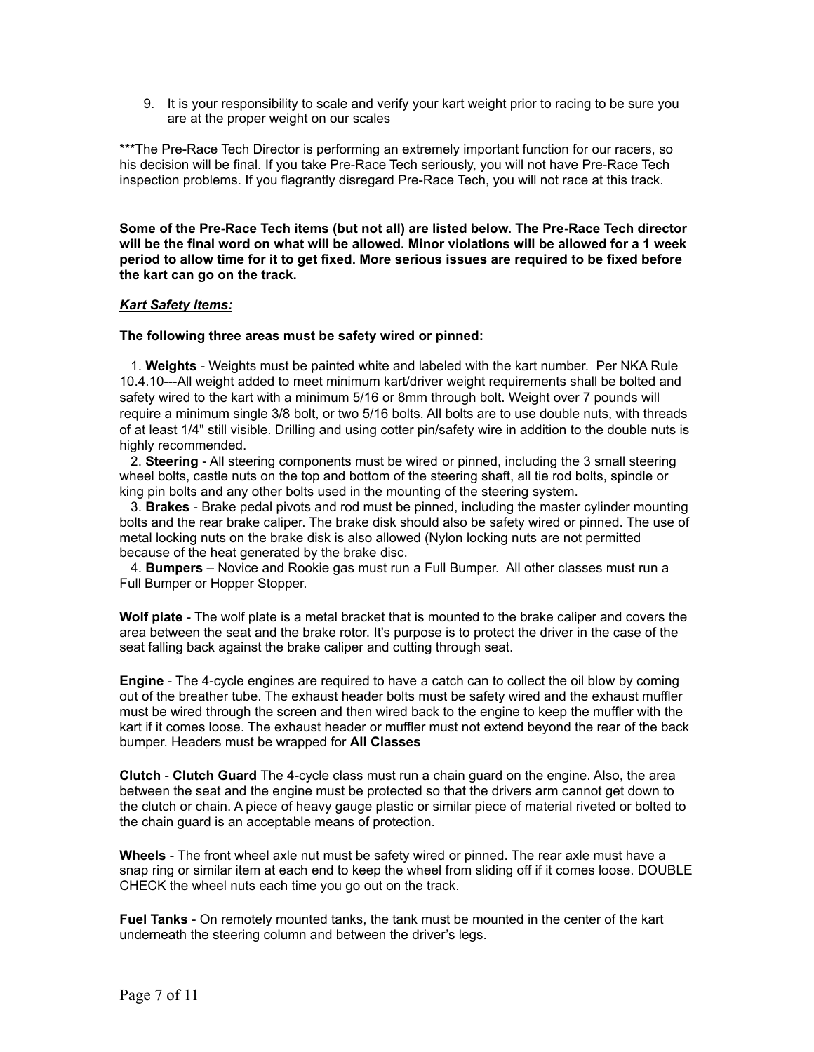9. It is your responsibility to scale and verify your kart weight prior to racing to be sure you are at the proper weight on our scales

***The Pre-Race Tech Director is performing an extremely important function for our racers, so his decision will be final. If you take Pre-Race Tech seriously, you will not have Pre-Race Tech inspection problems. If you flagrantly disregard Pre-Race Tech, you will not race at this track.

**Some of the Pre-Race Tech items (but not all) are listed below. The Pre-Race Tech director will be the final word on what will be allowed. Minor violations will be allowed for a 1 week period to allow time for it to get fixed. More serious issues are required to be fixed before the kart can go on the track.**

***Kart Safety Items:***

**The following three areas must be safety wired or pinned:**

1. **Weights** - Weights must be painted white and labeled with the kart number. Per NKA Rule 10.4.10---All weight added to meet minimum kart/driver weight requirements shall be bolted and safety wired to the kart with a minimum 5/16 or 8mm through bolt. Weight over 7 pounds will require a minimum single 3/8 bolt, or two 5/16 bolts. All bolts are to use double nuts, with threads of at least 1/4" still visible. Drilling and using cotter pin/safety wire in addition to the double nuts is highly recommended.
2. **Steering** - All steering components must be wired or pinned, including the 3 small steering wheel bolts, castle nuts on the top and bottom of the steering shaft, all tie rod bolts, spindle or king pin bolts and any other bolts used in the mounting of the steering system.
3. **Brakes** - Brake pedal pivots and rod must be pinned, including the master cylinder mounting bolts and the rear brake caliper. The brake disk should also be safety wired or pinned. The use of metal locking nuts on the brake disk is also allowed (Nylon locking nuts are not permitted because of the heat generated by the brake disc.
4. **Bumpers** – Novice and Rookie gas must run a Full Bumper. All other classes must run a Full Bumper or Hopper Stopper.

**Wolf plate** - The wolf plate is a metal bracket that is mounted to the brake caliper and covers the area between the seat and the brake rotor. It's purpose is to protect the driver in the case of the seat falling back against the brake caliper and cutting through seat.

**Engine** - The 4-cycle engines are required to have a catch can to collect the oil blow by coming out of the breather tube. The exhaust header bolts must be safety wired and the exhaust muffler must be wired through the screen and then wired back to the engine to keep the muffler with the kart if it comes loose. The exhaust header or muffler must not extend beyond the rear of the back bumper. Headers must be wrapped for **All Classes**

**Clutch** - **Clutch Guard** The 4-cycle class must run a chain guard on the engine. Also, the area between the seat and the engine must be protected so that the drivers arm cannot get down to the clutch or chain. A piece of heavy gauge plastic or similar piece of material riveted or bolted to the chain guard is an acceptable means of protection.

**Wheels** - The front wheel axle nut must be safety wired or pinned. The rear axle must have a snap ring or similar item at each end to keep the wheel from sliding off if it comes loose. DOUBLE CHECK the wheel nuts each time you go out on the track.

**Fuel Tanks** - On remotely mounted tanks, the tank must be mounted in the center of the kart underneath the steering column and between the driver's legs.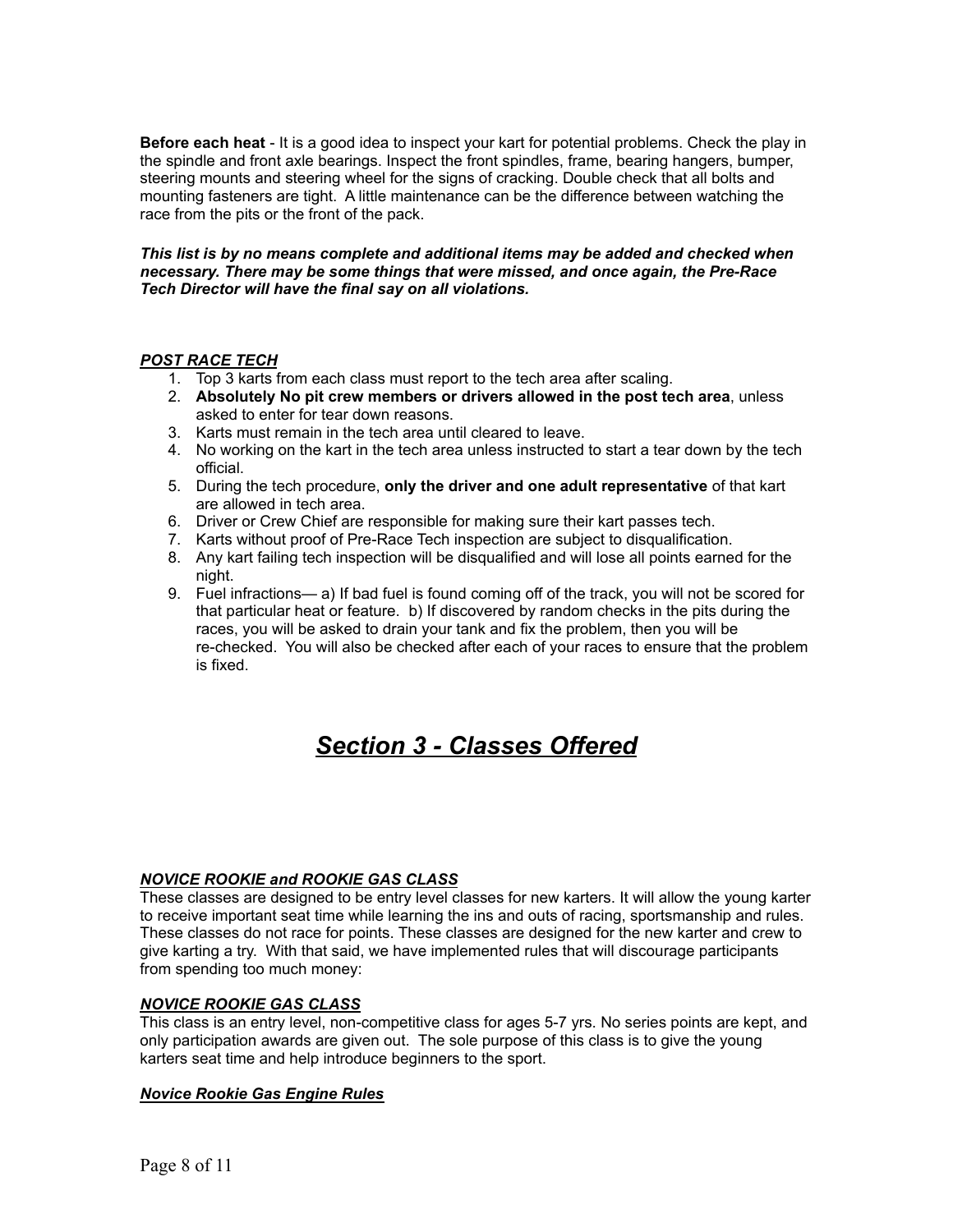**Before each heat** - It is a good idea to inspect your kart for potential problems. Check the play in the spindle and front axle bearings. Inspect the front spindles, frame, bearing hangers, bumper, steering mounts and steering wheel for the signs of cracking. Double check that all bolts and mounting fasteners are tight. A little maintenance can be the difference between watching the race from the pits or the front of the pack.

***This list is by no means complete and additional items may be added and checked when necessary. There may be some things that were missed, and once again, the Pre-Race Tech Director will have the final say on all violations.***

***POST RACE TECH***

1. Top 3 karts from each class must report to the tech area after scaling.
2. **Absolutely No pit crew members or drivers allowed in the post tech area**, unless asked to enter for tear down reasons.
3. Karts must remain in the tech area until cleared to leave.
4. No working on the kart in the tech area unless instructed to start a tear down by the tech official.
5. During the tech procedure, **only the driver and one adult representative** of that kart are allowed in tech area.
6. Driver or Crew Chief are responsible for making sure their kart passes tech.
7. Karts without proof of Pre-Race Tech inspection are subject to disqualification.
8. Any kart failing tech inspection will be disqualified and will lose all points earned for the night.
9. Fuel infractions— a) If bad fuel is found coming off of the track, you will not be scored for that particular heat or feature. b) If discovered by random checks in the pits during the races, you will be asked to drain your tank and fix the problem, then you will be re-checked. You will also be checked after each of your races to ensure that the problem is fixed.

# ***Section 3 - Classes Offered***

***NOVICE ROOKIE and ROOKIE GAS CLASS***

These classes are designed to be entry level classes for new karters. It will allow the young karter to receive important seat time while learning the ins and outs of racing, sportsmanship and rules. These classes do not race for points. These classes are designed for the new karter and crew to give karting a try. With that said, we have implemented rules that will discourage participants from spending too much money:

***NOVICE ROOKIE GAS CLASS***

This class is an entry level, non-competitive class for ages 5-7 yrs. No series points are kept, and only participation awards are given out. The sole purpose of this class is to give the young karters seat time and help introduce beginners to the sport.

***Novice Rookie Gas Engine Rules***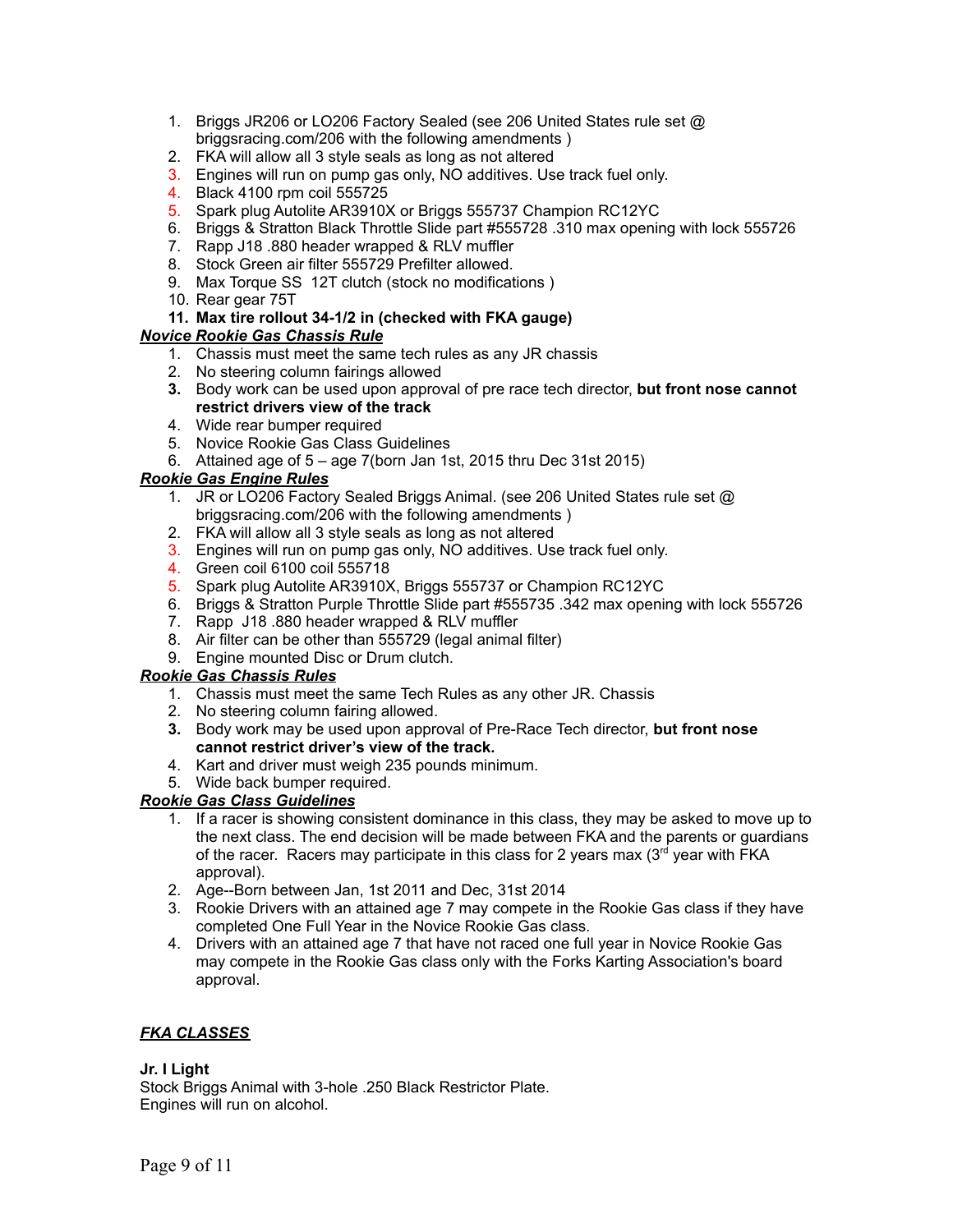1. Briggs JR206 or LO206 Factory Sealed (see 206 United States rule set @ briggsracing.com/206 with the following amendments )
2. FKA will allow all 3 style seals as long as not altered
3. Engines will run on pump gas only, NO additives. Use track fuel only.
4. Black 4100 rpm coil 555725
5. Spark plug Autolite AR3910X or Briggs 555737 Champion RC12YC
6. Briggs & Stratton Black Throttle Slide part #555728 .310 max opening with lock 555726
7. Rapp J18 .880 header wrapped & RLV muffler
8. Stock Green air filter 555729 Prefilter allowed.
9. Max Torque SS 12T clutch (stock no modifications )
10. Rear gear 75T
11. **Max tire rollout 34-1/2 in (checked with FKA gauge)**

***Novice Rookie Gas Chassis Rule***

1. Chassis must meet the same tech rules as any JR chassis
2. No steering column fairings allowed
3. Body work can be used upon approval of pre race tech director, **but front nose cannot restrict drivers view of the track**
4. Wide rear bumper required
5. Novice Rookie Gas Class Guidelines
6. Attained age of 5 – age 7(born Jan 1st, 2015 thru Dec 31st 2015)

***Rookie Gas Engine Rules***

1. JR or LO206 Factory Sealed Briggs Animal. (see 206 United States rule set @ briggsracing.com/206 with the following amendments )
2. FKA will allow all 3 style seals as long as not altered
3. Engines will run on pump gas only, NO additives. Use track fuel only.
4. Green coil 6100 coil 555718
5. Spark plug Autolite AR3910X, Briggs 555737 or Champion RC12YC
6. Briggs & Stratton Purple Throttle Slide part #555735 .342 max opening with lock 555726
7. Rapp J18 .880 header wrapped & RLV muffler
8. Air filter can be other than 555729 (legal animal filter)
9. Engine mounted Disc or Drum clutch.

***Rookie Gas Chassis Rules***

1. Chassis must meet the same Tech Rules as any other JR. Chassis
2. No steering column fairing allowed.
3. Body work may be used upon approval of Pre-Race Tech director, **but front nose cannot restrict driver's view of the track.**
4. Kart and driver must weigh 235 pounds minimum.
5. Wide back bumper required.

***Rookie Gas Class Guidelines***

1. If a racer is showing consistent dominance in this class, they may be asked to move up to the next class. The end decision will be made between FKA and the parents or guardians of the racer. Racers may participate in this class for 2 years max (3rd year with FKA approval).
2. Age--Born between Jan, 1st 2011 and Dec, 31st 2014
3. Rookie Drivers with an attained age 7 may compete in the Rookie Gas class if they have completed One Full Year in the Novice Rookie Gas class.
4. Drivers with an attained age 7 that have not raced one full year in Novice Rookie Gas may compete in the Rookie Gas class only with the Forks Karting Association's board approval.

## *FKA CLASSES*

**Jr. I Light**

Stock Briggs Animal with 3-hole .250 Black Restrictor Plate.
Engines will run on alcohol.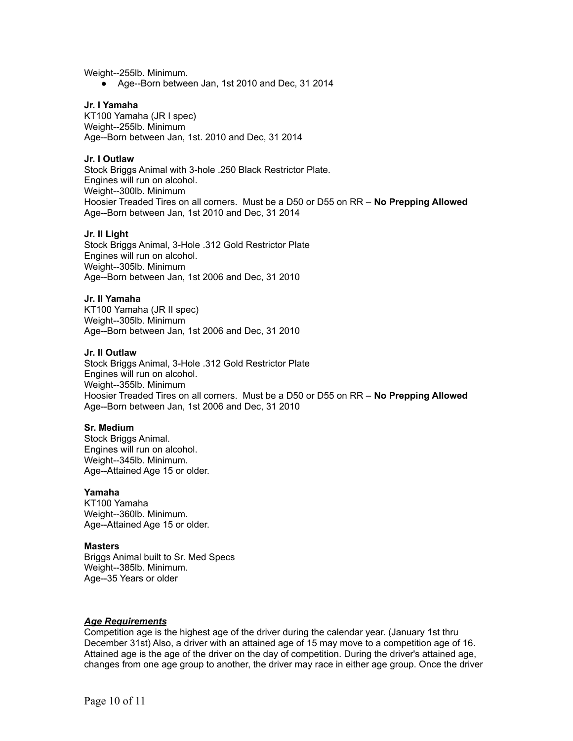Weight--255lb. Minimum.

- Age--Born between Jan, 1st 2010 and Dec, 31 2014

**Jr. I Yamaha**
KT100 Yamaha (JR I spec)
Weight--255lb. Minimum
Age--Born between Jan, 1st. 2010 and Dec, 31 2014

**Jr. I Outlaw**
Stock Briggs Animal with 3-hole .250 Black Restrictor Plate.
Engines will run on alcohol.
Weight--300lb. Minimum
Hoosier Treaded Tires on all corners. Must be a D50 or D55 on RR – **No Prepping Allowed**
Age--Born between Jan, 1st 2010 and Dec, 31 2014

**Jr. II Light**
Stock Briggs Animal, 3-Hole .312 Gold Restrictor Plate
Engines will run on alcohol.
Weight--305lb. Minimum
Age--Born between Jan, 1st 2006 and Dec, 31 2010

**Jr. II Yamaha**
KT100 Yamaha (JR II spec)
Weight--305lb. Minimum
Age--Born between Jan, 1st 2006 and Dec, 31 2010

**Jr. II Outlaw**
Stock Briggs Animal, 3-Hole .312 Gold Restrictor Plate
Engines will run on alcohol.
Weight--355lb. Minimum
Hoosier Treaded Tires on all corners. Must be a D50 or D55 on RR – **No Prepping Allowed**
Age--Born between Jan, 1st 2006 and Dec, 31 2010

**Sr. Medium**
Stock Briggs Animal.
Engines will run on alcohol.
Weight--345lb. Minimum.
Age--Attained Age 15 or older.

**Yamaha**
KT100 Yamaha
Weight--360lb. Minimum.
Age--Attained Age 15 or older.

**Masters**
Briggs Animal built to Sr. Med Specs
Weight--385lb. Minimum.
Age--35 Years or older

***Age Requirements***

Competition age is the highest age of the driver during the calendar year. (January 1st thru December 31st) Also, a driver with an attained age of 15 may move to a competition age of 16. Attained age is the age of the driver on the day of competition. During the driver's attained age, changes from one age group to another, the driver may race in either age group. Once the driver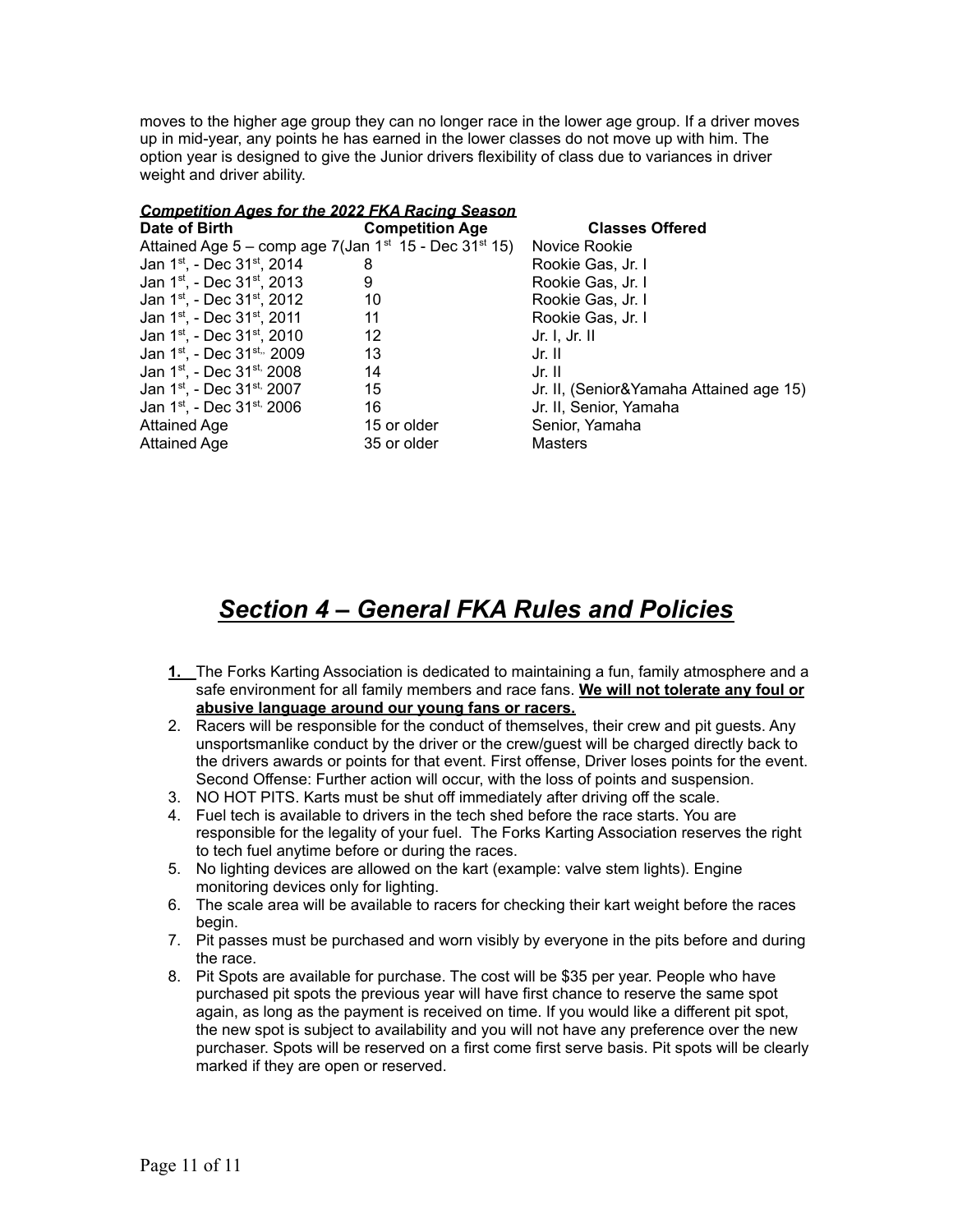moves to the higher age group they can no longer race in the lower age group. If a driver moves up in mid-year, any points he has earned in the lower classes do not move up with him. The option year is designed to give the Junior drivers flexibility of class due to variances in driver weight and driver ability.

***Competition Ages for the 2022 FKA Racing Season***

| Date of Birth | Competition Age | Classes Offered |
| --- | --- | --- |
| Attained Age 5 – comp age 7(Jan 1st 15 - Dec 31st 15) | | Novice Rookie |
| Jan 1st, - Dec 31st, 2014 | 8 | Rookie Gas, Jr. I |
| Jan 1st, - Dec 31st, 2013 | 9 | Rookie Gas, Jr. I |
| Jan 1st, - Dec 31st, 2012 | 10 | Rookie Gas, Jr. I |
| Jan 1st, - Dec 31st, 2011 | 11 | Rookie Gas, Jr. I |
| Jan 1st, - Dec 31st, 2010 | 12 | Jr. I, Jr. II |
| Jan 1st, - Dec 31st, 2009 | 13 | Jr. II |
| Jan 1st, - Dec 31st, 2008 | 14 | Jr. II |
| Jan 1st, - Dec 31st, 2007 | 15 | Jr. II, (Senior&Yamaha Attained age 15) |
| Jan 1st, - Dec 31st, 2006 | 16 | Jr. II, Senior, Yamaha |
| Attained Age | 15 or older | Senior, Yamaha |
| Attained Age | 35 or older | Masters |

# ***Section 4 – General FKA Rules and Policies***

1. The Forks Karting Association is dedicated to maintaining a fun, family atmosphere and a safe environment for all family members and race fans. **We will not tolerate any foul or abusive language around our young fans or racers.**
2. Racers will be responsible for the conduct of themselves, their crew and pit guests. Any unsportsmanlike conduct by the driver or the crew/guest will be charged directly back to the drivers awards or points for that event. First offense, Driver loses points for the event. Second Offense: Further action will occur, with the loss of points and suspension.
3. NO HOT PITS. Karts must be shut off immediately after driving off the scale.
4. Fuel tech is available to drivers in the tech shed before the race starts. You are responsible for the legality of your fuel. The Forks Karting Association reserves the right to tech fuel anytime before or during the races.
5. No lighting devices are allowed on the kart (example: valve stem lights). Engine monitoring devices only for lighting.
6. The scale area will be available to racers for checking their kart weight before the races begin.
7. Pit passes must be purchased and worn visibly by everyone in the pits before and during the race.
8. Pit Spots are available for purchase. The cost will be $35 per year. People who have purchased pit spots the previous year will have first chance to reserve the same spot again, as long as the payment is received on time. If you would like a different pit spot, the new spot is subject to availability and you will not have any preference over the new purchaser. Spots will be reserved on a first come first serve basis. Pit spots will be clearly marked if they are open or reserved.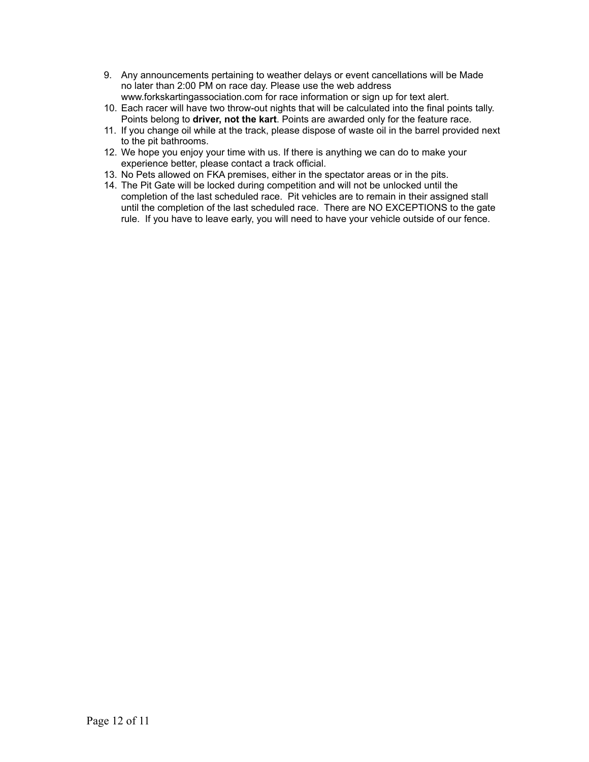9. Any announcements pertaining to weather delays or event cancellations will be Made no later than 2:00 PM on race day. Please use the web address www.forkskartingassociation.com for race information or sign up for text alert.
10. Each racer will have two throw-out nights that will be calculated into the final points tally. Points belong to **driver, not the kart**. Points are awarded only for the feature race.
11. If you change oil while at the track, please dispose of waste oil in the barrel provided next to the pit bathrooms.
12. We hope you enjoy your time with us. If there is anything we can do to make your experience better, please contact a track official.
13. No Pets allowed on FKA premises, either in the spectator areas or in the pits.
14. The Pit Gate will be locked during competition and will not be unlocked until the completion of the last scheduled race. Pit vehicles are to remain in their assigned stall until the completion of the last scheduled race. There are NO EXCEPTIONS to the gate rule. If you have to leave early, you will need to have your vehicle outside of our fence.